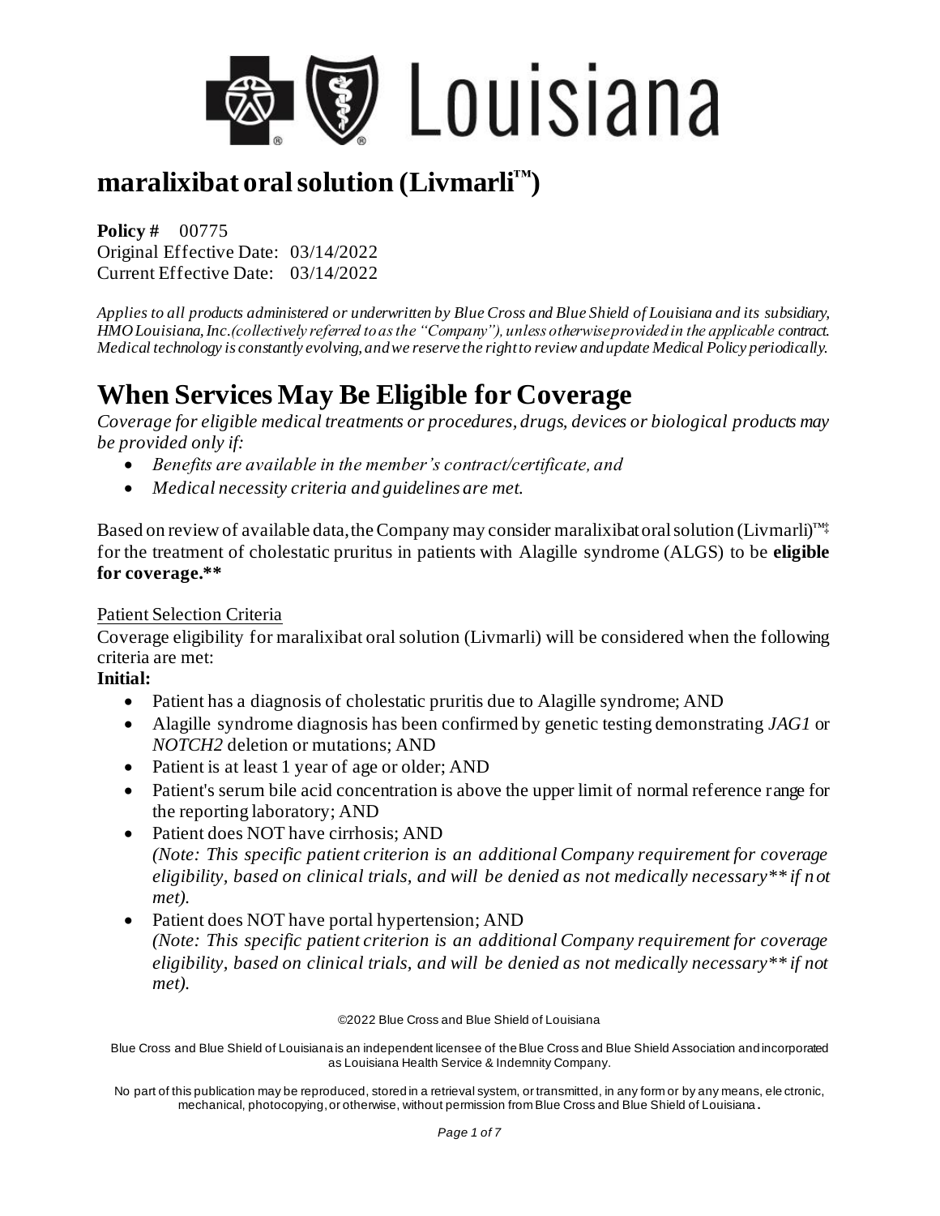# maralixibat oral solution (Livmarli™)

**Policy #** 00775
Original Effective Date: 03/14/2022
Current Effective Date: 03/14/2022

*Applies to all products administered or underwritten by Blue Cross and Blue Shield of Louisiana and its subsidiary, HMO Louisiana, Inc. (collectively referred to as the "Company"), unless otherwise provided in the applicable contract. Medical technology is constantly evolving, and we reserve the right to review and update Medical Policy periodically.*

# When Services May Be Eligible for Coverage

*Coverage for eligible medical treatments or procedures, drugs, devices or biological products may be provided only if:*

- *Benefits are available in the member's contract/certificate, and*
- *Medical necessity criteria and guidelines are met.*

Based on review of available data, the Company may consider maralixibat oral solution (Livmarli)™‡ for the treatment of cholestatic pruritus in patients with Alagille syndrome (ALGS) to be **eligible for coverage.****

Patient Selection Criteria

Coverage eligibility for maralixibat oral solution (Livmarli) will be considered when the following criteria are met:

**Initial:**

- Patient has a diagnosis of cholestatic pruritis due to Alagille syndrome; AND
- Alagille syndrome diagnosis has been confirmed by genetic testing demonstrating *JAG1* or *NOTCH2* deletion or mutations; AND
- Patient is at least 1 year of age or older; AND
- Patient's serum bile acid concentration is above the upper limit of normal reference range for the reporting laboratory; AND
- Patient does NOT have cirrhosis; AND
  *(Note: This specific patient criterion is an additional Company requirement for coverage eligibility, based on clinical trials, and will be denied as not medically necessary** if not met).*
- Patient does NOT have portal hypertension; AND
  *(Note: This specific patient criterion is an additional Company requirement for coverage eligibility, based on clinical trials, and will be denied as not medically necessary** if not met).*

©2022 Blue Cross and Blue Shield of Louisiana

Blue Cross and Blue Shield of Louisiana is an independent licensee of the Blue Cross and Blue Shield Association and incorporated as Louisiana Health Service & Indemnity Company.

No part of this publication may be reproduced, stored in a retrieval system, or transmitted, in any form or by any means, electronic, mechanical, photocopying, or otherwise, without permission from Blue Cross and Blue Shield of Louisiana.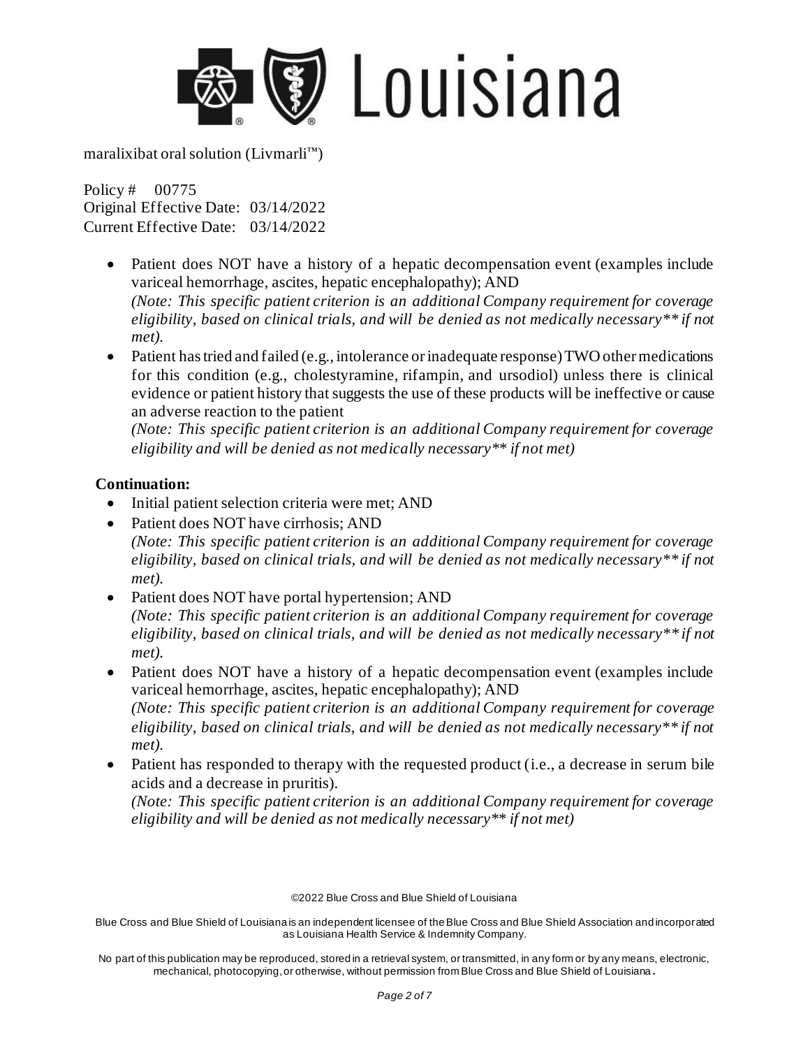- Patient does NOT have a history of a hepatic decompensation event (examples include variceal hemorrhage, ascites, hepatic encephalopathy); AND
  *(Note: This specific patient criterion is an additional Company requirement for coverage eligibility, based on clinical trials, and will be denied as not medically necessary** if not met).*
- Patient has tried and failed (e.g., intolerance or inadequate response) TWO other medications for this condition (e.g., cholestyramine, rifampin, and ursodiol) unless there is clinical evidence or patient history that suggests the use of these products will be ineffective or cause an adverse reaction to the patient
  *(Note: This specific patient criterion is an additional Company requirement for coverage eligibility and will be denied as not medically necessary** if not met)*

**Continuation:**

- Initial patient selection criteria were met; AND
- Patient does NOT have cirrhosis; AND
  *(Note: This specific patient criterion is an additional Company requirement for coverage eligibility, based on clinical trials, and will be denied as not medically necessary** if not met).*
- Patient does NOT have portal hypertension; AND
  *(Note: This specific patient criterion is an additional Company requirement for coverage eligibility, based on clinical trials, and will be denied as not medically necessary** if not met).*
- Patient does NOT have a history of a hepatic decompensation event (examples include variceal hemorrhage, ascites, hepatic encephalopathy); AND
  *(Note: This specific patient criterion is an additional Company requirement for coverage eligibility, based on clinical trials, and will be denied as not medically necessary** if not met).*
- Patient has responded to therapy with the requested product (i.e., a decrease in serum bile acids and a decrease in pruritis).
  *(Note: This specific patient criterion is an additional Company requirement for coverage eligibility and will be denied as not medically necessary** if not met)*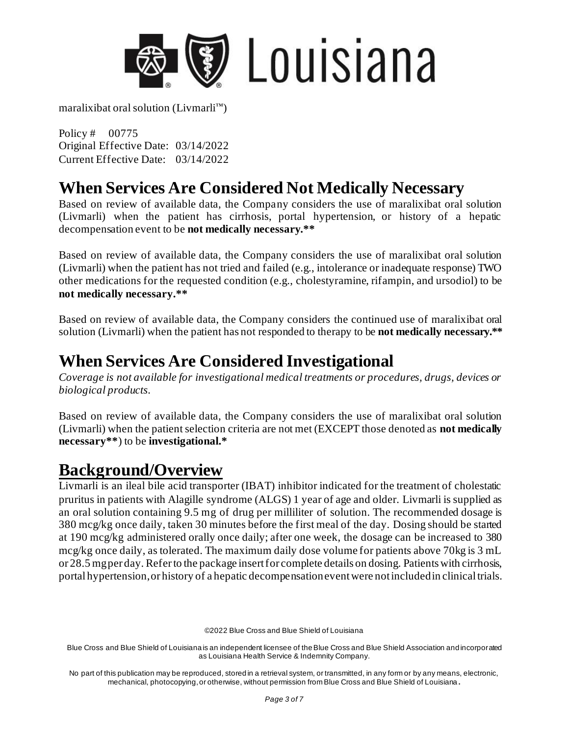maralixibat oral solution (Livmarli™)

Policy # 00775
Original Effective Date: 03/14/2022
Current Effective Date: 03/14/2022

# When Services Are Considered Not Medically Necessary

Based on review of available data, the Company considers the use of maralixibat oral solution (Livmarli) when the patient has cirrhosis, portal hypertension, or history of a hepatic decompensation event to be **not medically necessary.****

Based on review of available data, the Company considers the use of maralixibat oral solution (Livmarli) when the patient has not tried and failed (e.g., intolerance or inadequate response) TWO other medications for the requested condition (e.g., cholestyramine, rifampin, and ursodiol) to be **not medically necessary.****

Based on review of available data, the Company considers the continued use of maralixibat oral solution (Livmarli) when the patient has not responded to therapy to be **not medically necessary.****

# When Services Are Considered Investigational

*Coverage is not available for investigational medical treatments or procedures, drugs, devices or biological products.*

Based on review of available data, the Company considers the use of maralixibat oral solution (Livmarli) when the patient selection criteria are not met (EXCEPT those denoted as **not medically necessary****) to be **investigational.***

# Background/Overview

Livmarli is an ileal bile acid transporter (IBAT) inhibitor indicated for the treatment of cholestatic pruritus in patients with Alagille syndrome (ALGS) 1 year of age and older. Livmarli is supplied as an oral solution containing 9.5 mg of drug per milliliter of solution. The recommended dosage is 380 mcg/kg once daily, taken 30 minutes before the first meal of the day. Dosing should be started at 190 mcg/kg administered orally once daily; after one week, the dosage can be increased to 380 mcg/kg once daily, as tolerated. The maximum daily dose volume for patients above 70kg is 3 mL or 28.5 mg per day. Refer to the package insert for complete details on dosing. Patients with cirrhosis, portal hypertension, or history of a hepatic decompensation event were not included in clinical trials.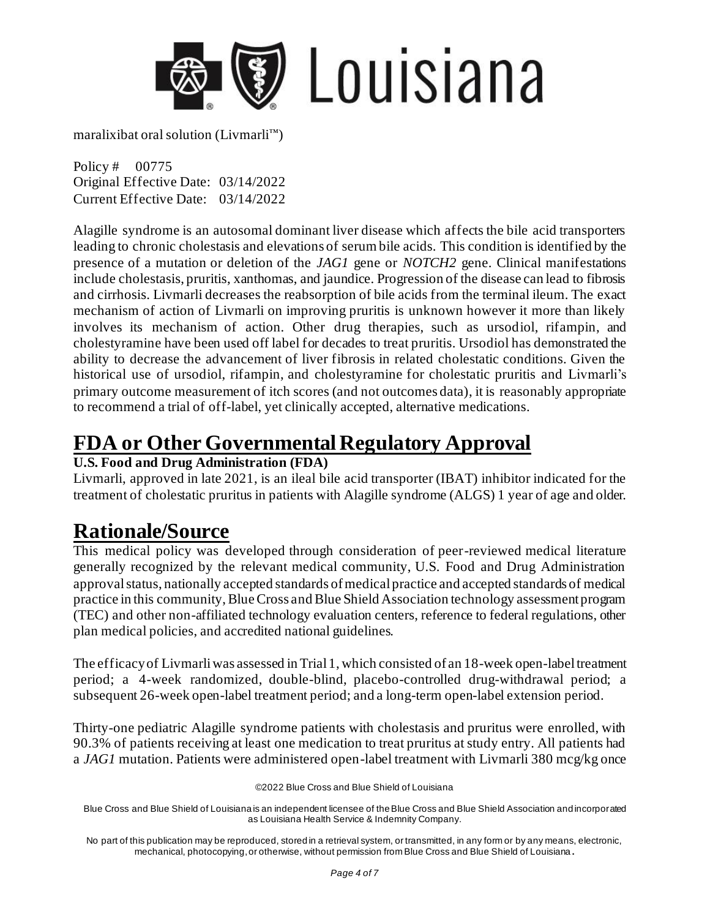maralixibat oral solution (Livmarli™)

Policy # 00775
Original Effective Date: 03/14/2022
Current Effective Date: 03/14/2022

Alagille syndrome is an autosomal dominant liver disease which affects the bile acid transporters leading to chronic cholestasis and elevations of serum bile acids. This condition is identified by the presence of a mutation or deletion of the *JAG1* gene or *NOTCH2* gene. Clinical manifestations include cholestasis, pruritis, xanthomas, and jaundice. Progression of the disease can lead to fibrosis and cirrhosis. Livmarli decreases the reabsorption of bile acids from the terminal ileum. The exact mechanism of action of Livmarli on improving pruritis is unknown however it more than likely involves its mechanism of action. Other drug therapies, such as ursodiol, rifampin, and cholestyramine have been used off label for decades to treat pruritis. Ursodiol has demonstrated the ability to decrease the advancement of liver fibrosis in related cholestatic conditions. Given the historical use of ursodiol, rifampin, and cholestyramine for cholestatic pruritis and Livmarli's primary outcome measurement of itch scores (and not outcomes data), it is reasonably appropriate to recommend a trial of off-label, yet clinically accepted, alternative medications.

# FDA or Other Governmental Regulatory Approval

**U.S. Food and Drug Administration (FDA)**

Livmarli, approved in late 2021, is an ileal bile acid transporter (IBAT) inhibitor indicated for the treatment of cholestatic pruritus in patients with Alagille syndrome (ALGS) 1 year of age and older.

# Rationale/Source

This medical policy was developed through consideration of peer-reviewed medical literature generally recognized by the relevant medical community, U.S. Food and Drug Administration approval status, nationally accepted standards of medical practice and accepted standards of medical practice in this community, Blue Cross and Blue Shield Association technology assessment program (TEC) and other non-affiliated technology evaluation centers, reference to federal regulations, other plan medical policies, and accredited national guidelines.

The efficacy of Livmarli was assessed in Trial 1, which consisted of an 18-week open-label treatment period; a 4-week randomized, double-blind, placebo-controlled drug-withdrawal period; a subsequent 26-week open-label treatment period; and a long-term open-label extension period.

Thirty-one pediatric Alagille syndrome patients with cholestasis and pruritus were enrolled, with 90.3% of patients receiving at least one medication to treat pruritus at study entry. All patients had a *JAG1* mutation. Patients were administered open-label treatment with Livmarli 380 mcg/kg once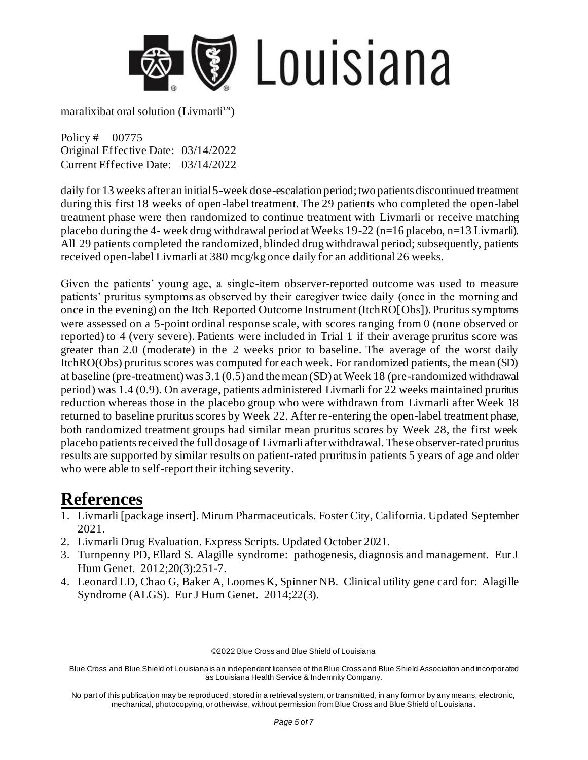daily for 13 weeks after an initial 5-week dose-escalation period; two patients discontinued treatment during this first 18 weeks of open-label treatment. The 29 patients who completed the open-label treatment phase were then randomized to continue treatment with Livmarli or receive matching placebo during the 4- week drug withdrawal period at Weeks 19-22 (n=16 placebo, n=13 Livmarli). All 29 patients completed the randomized, blinded drug withdrawal period; subsequently, patients received open-label Livmarli at 380 mcg/kg once daily for an additional 26 weeks.

Given the patients' young age, a single-item observer-reported outcome was used to measure patients' pruritus symptoms as observed by their caregiver twice daily (once in the morning and once in the evening) on the Itch Reported Outcome Instrument (ItchRO[Obs]). Pruritus symptoms were assessed on a 5-point ordinal response scale, with scores ranging from 0 (none observed or reported) to 4 (very severe). Patients were included in Trial 1 if their average pruritus score was greater than 2.0 (moderate) in the 2 weeks prior to baseline. The average of the worst daily ItchRO(Obs) pruritus scores was computed for each week. For randomized patients, the mean (SD) at baseline (pre-treatment) was 3.1 (0.5) and the mean (SD) at Week 18 (pre-randomized withdrawal period) was 1.4 (0.9). On average, patients administered Livmarli for 22 weeks maintained pruritus reduction whereas those in the placebo group who were withdrawn from Livmarli after Week 18 returned to baseline pruritus scores by Week 22. After re-entering the open-label treatment phase, both randomized treatment groups had similar mean pruritus scores by Week 28, the first week placebo patients received the full dosage of Livmarli after withdrawal. These observer-rated pruritus results are supported by similar results on patient-rated pruritus in patients 5 years of age and older who were able to self-report their itching severity.

# References

1. Livmarli [package insert]. Mirum Pharmaceuticals. Foster City, California. Updated September 2021.
2. Livmarli Drug Evaluation. Express Scripts. Updated October 2021.
3. Turnpenny PD, Ellard S. Alagille syndrome: pathogenesis, diagnosis and management. Eur J Hum Genet. 2012;20(3):251-7.
4. Leonard LD, Chao G, Baker A, Loomes K, Spinner NB. Clinical utility gene card for: Alagille Syndrome (ALGS). Eur J Hum Genet. 2014;22(3).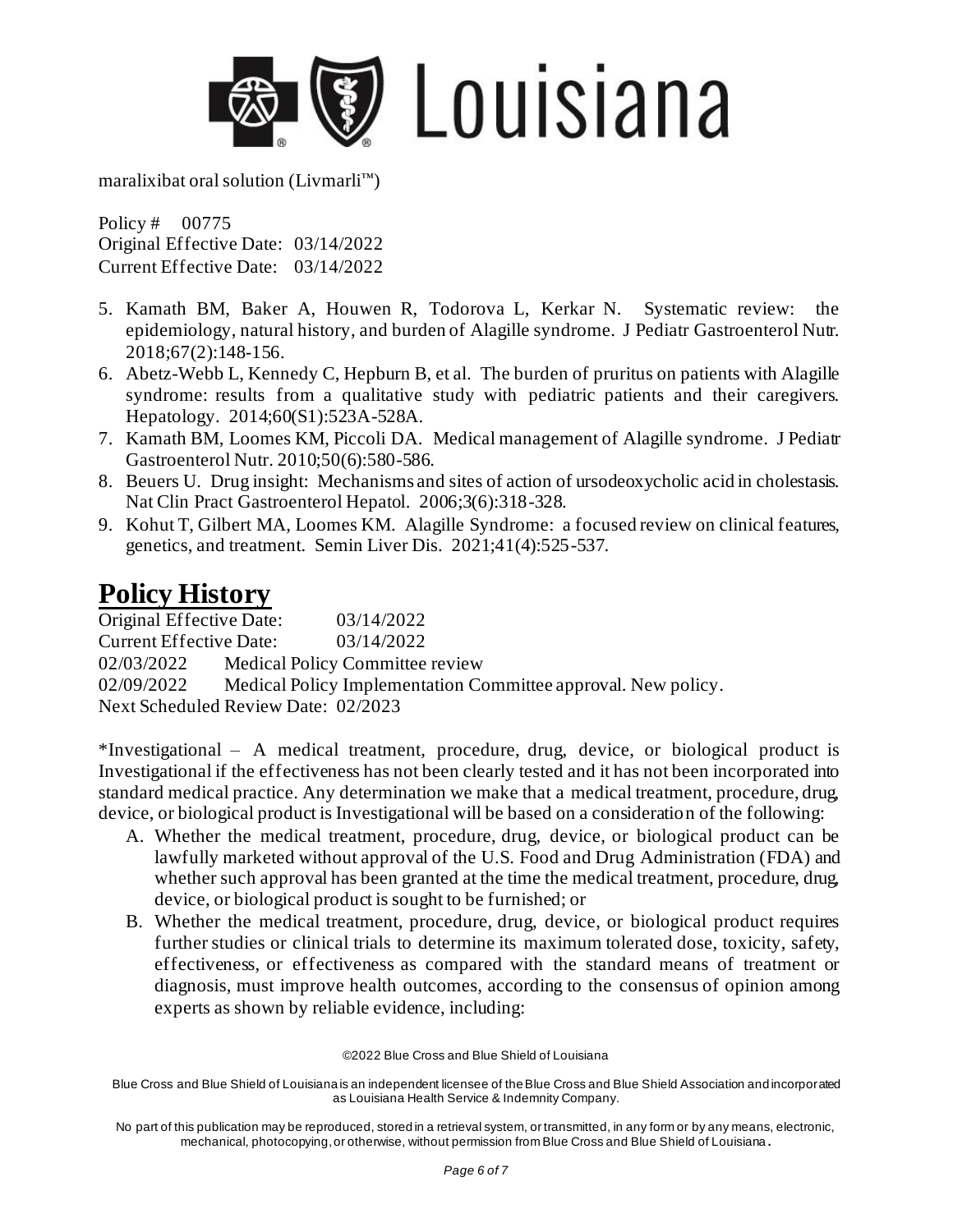5. Kamath BM, Baker A, Houwen R, Todorova L, Kerkar N. Systematic review: the epidemiology, natural history, and burden of Alagille syndrome. J Pediatr Gastroenterol Nutr. 2018;67(2):148-156.
6. Abetz-Webb L, Kennedy C, Hepburn B, et al. The burden of pruritus on patients with Alagille syndrome: results from a qualitative study with pediatric patients and their caregivers. Hepatology. 2014;60(S1):523A-528A.
7. Kamath BM, Loomes KM, Piccoli DA. Medical management of Alagille syndrome. J Pediatr Gastroenterol Nutr. 2010;50(6):580-586.
8. Beuers U. Drug insight: Mechanisms and sites of action of ursodeoxycholic acid in cholestasis. Nat Clin Pract Gastroenterol Hepatol. 2006;3(6):318-328.
9. Kohut T, Gilbert MA, Loomes KM. Alagille Syndrome: a focused review on clinical features, genetics, and treatment. Semin Liver Dis. 2021;41(4):525-537.

# Policy History

Original Effective Date: 03/14/2022
Current Effective Date: 03/14/2022
02/03/2022 Medical Policy Committee review
02/09/2022 Medical Policy Implementation Committee approval. New policy.
Next Scheduled Review Date: 02/2023

*Investigational – A medical treatment, procedure, drug, device, or biological product is Investigational if the effectiveness has not been clearly tested and it has not been incorporated into standard medical practice. Any determination we make that a medical treatment, procedure, drug, device, or biological product is Investigational will be based on a consideration of the following:

A. Whether the medical treatment, procedure, drug, device, or biological product can be lawfully marketed without approval of the U.S. Food and Drug Administration (FDA) and whether such approval has been granted at the time the medical treatment, procedure, drug, device, or biological product is sought to be furnished; or
B. Whether the medical treatment, procedure, drug, device, or biological product requires further studies or clinical trials to determine its maximum tolerated dose, toxicity, safety, effectiveness, or effectiveness as compared with the standard means of treatment or diagnosis, must improve health outcomes, according to the consensus of opinion among experts as shown by reliable evidence, including: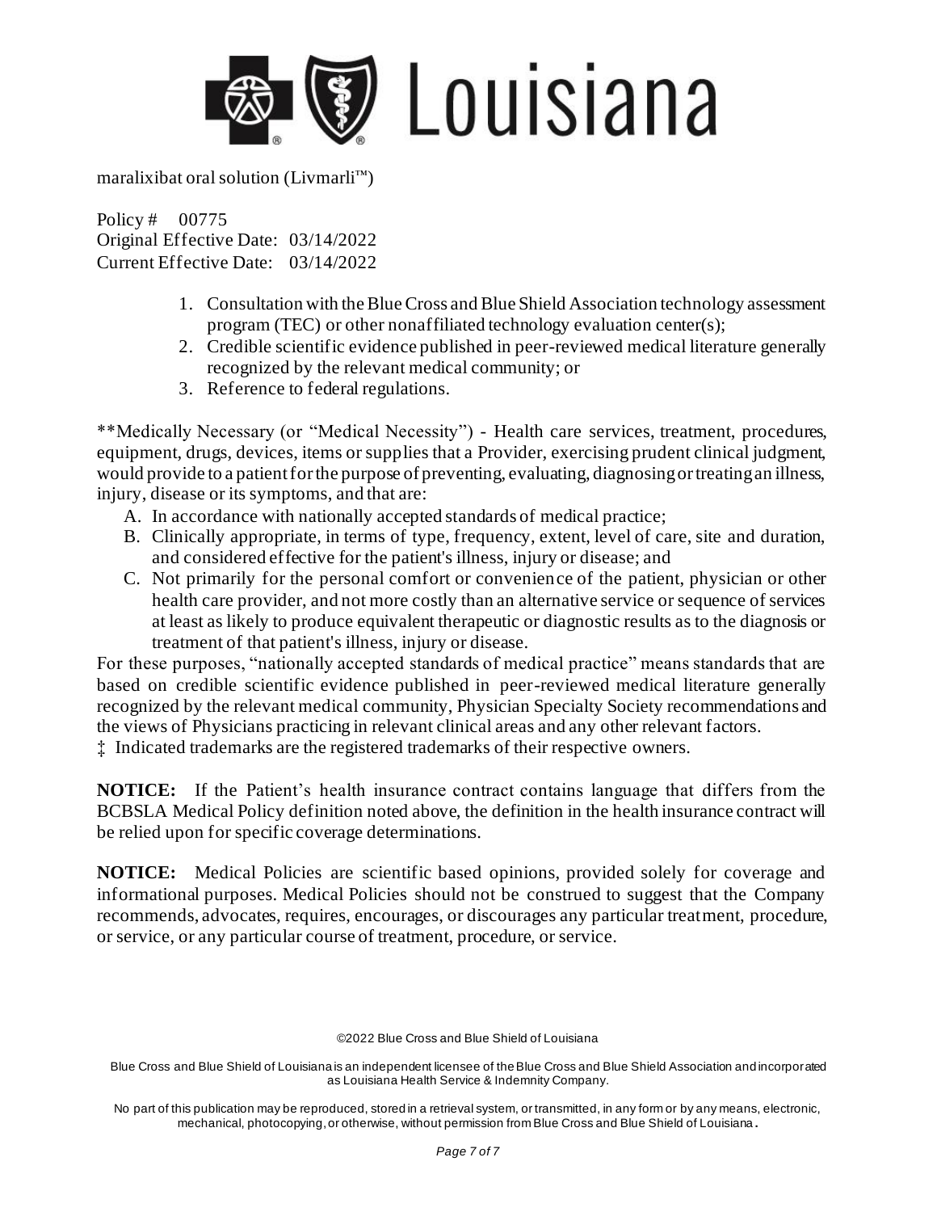maralixibat oral solution (Livmarli™)

Policy # 00775
Original Effective Date: 03/14/2022
Current Effective Date: 03/14/2022

1. Consultation with the Blue Cross and Blue Shield Association technology assessment program (TEC) or other nonaffiliated technology evaluation center(s);
2. Credible scientific evidence published in peer-reviewed medical literature generally recognized by the relevant medical community; or
3. Reference to federal regulations.

**Medically Necessary (or "Medical Necessity") - Health care services, treatment, procedures, equipment, drugs, devices, items or supplies that a Provider, exercising prudent clinical judgment, would provide to a patient for the purpose of preventing, evaluating, diagnosing or treating an illness, injury, disease or its symptoms, and that are:

A. In accordance with nationally accepted standards of medical practice;
B. Clinically appropriate, in terms of type, frequency, extent, level of care, site and duration, and considered effective for the patient's illness, injury or disease; and
C. Not primarily for the personal comfort or convenience of the patient, physician or other health care provider, and not more costly than an alternative service or sequence of services at least as likely to produce equivalent therapeutic or diagnostic results as to the diagnosis or treatment of that patient's illness, injury or disease.

For these purposes, "nationally accepted standards of medical practice" means standards that are based on credible scientific evidence published in peer-reviewed medical literature generally recognized by the relevant medical community, Physician Specialty Society recommendations and the views of Physicians practicing in relevant clinical areas and any other relevant factors.

‡ Indicated trademarks are the registered trademarks of their respective owners.

**NOTICE:** If the Patient's health insurance contract contains language that differs from the BCBSLA Medical Policy definition noted above, the definition in the health insurance contract will be relied upon for specific coverage determinations.

**NOTICE:** Medical Policies are scientific based opinions, provided solely for coverage and informational purposes. Medical Policies should not be construed to suggest that the Company recommends, advocates, requires, encourages, or discourages any particular treatment, procedure, or service, or any particular course of treatment, procedure, or service.

©2022 Blue Cross and Blue Shield of Louisiana

Blue Cross and Blue Shield of Louisiana is an independent licensee of the Blue Cross and Blue Shield Association and incorporated as Louisiana Health Service & Indemnity Company.

No part of this publication may be reproduced, stored in a retrieval system, or transmitted, in any form or by any means, electronic, mechanical, photocopying, or otherwise, without permission from Blue Cross and Blue Shield of Louisiana.